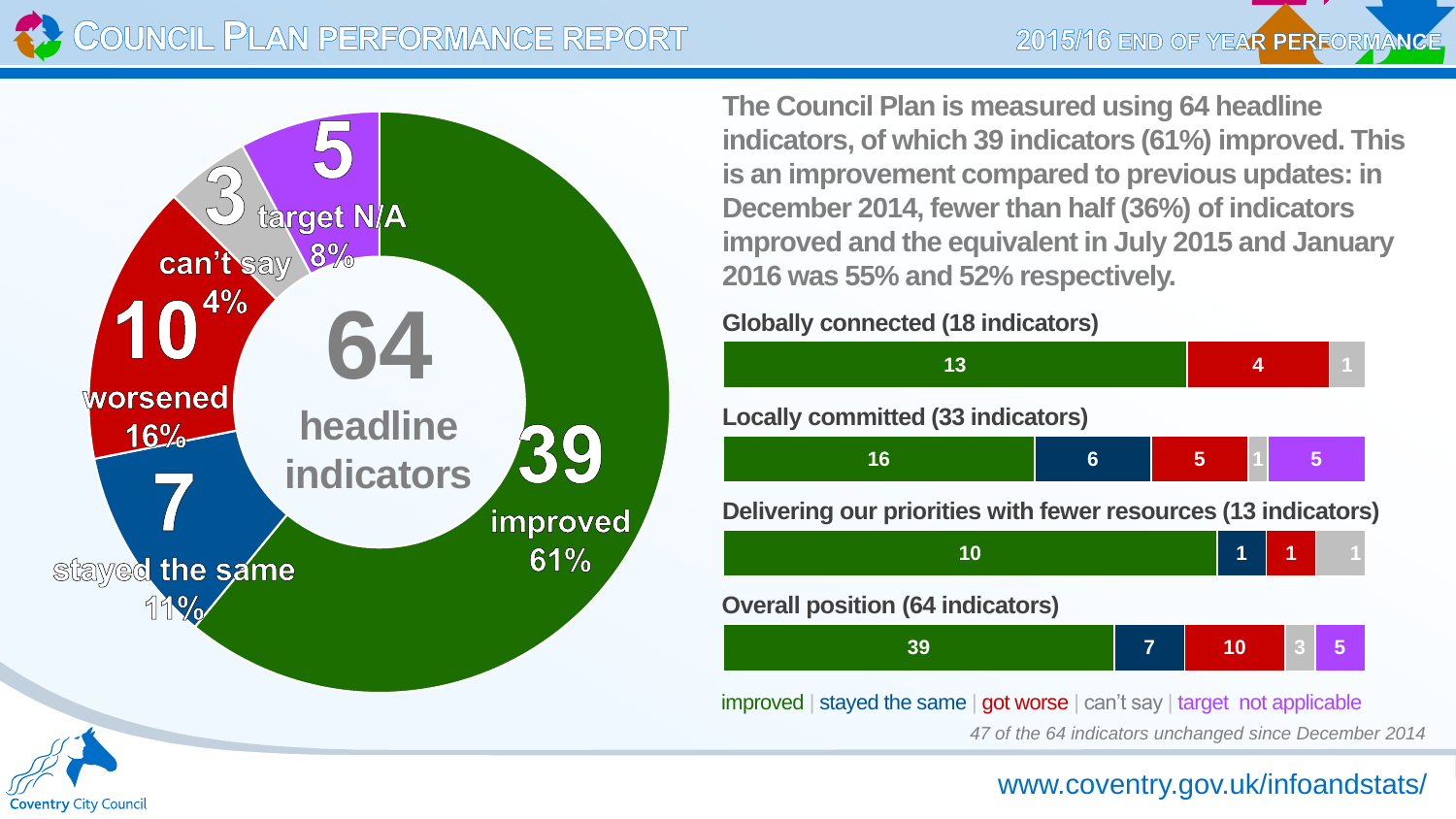# Council Plan Performance Report

## 2015/16 End of Year Performance

**64 headline indicators**

- **39** improved 61%
- **7** stayed the same 11%
- **10** worsened 16%
- **3** can't say 4%
- **5** target N/A 8%

The Council Plan is measured using 64 headline indicators, of which 39 indicators (61%) improved. This is an improvement compared to previous updates: in December 2014, fewer than half (36%) of indicators improved and the equivalent in July 2015 and January 2016 was 55% and 52% respectively.

| Theme | Improved | Stayed the same | Got worse | Can't say | Target not applicable |
|---|---|---|---|---|---|
| Globally connected (18 indicators) | 13 | | 4 | 1 | |
| Locally committed (33 indicators) | 16 | 6 | 5 | 1 | 5 |
| Delivering our priorities with fewer resources (13 indicators) | 10 | 1 | 1 | 1 | |
| Overall position (64 indicators) | 39 | 7 | 10 | 3 | 5 |

improved | stayed the same | got worse | can't say | target not applicable

*47 of the 64 indicators unchanged since December 2014*

Coventry City Council

www.coventry.gov.uk/infoandstats/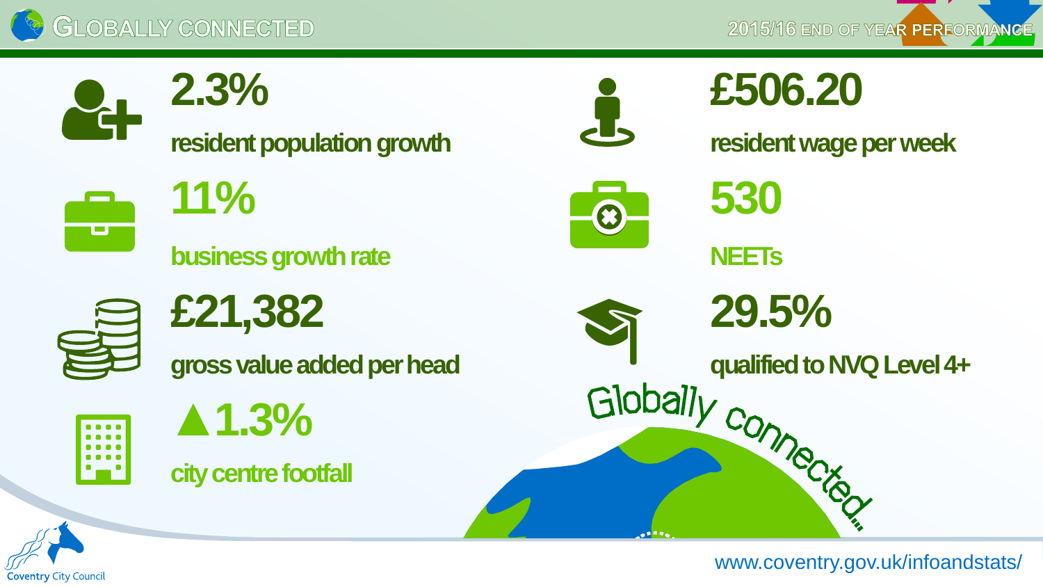# Globally Connected

## 2015/16 End of Year Performance

**2.3%**
resident population growth

**11%**
business growth rate

**£21,382**
gross value added per head

**▲1.3%**
city centre footfall

**£506.20**
resident wage per week

**530**
NEETs

**29.5%**
qualified to NVQ Level 4+

Globally connected...

Coventry City Council

www.coventry.gov.uk/infoandstats/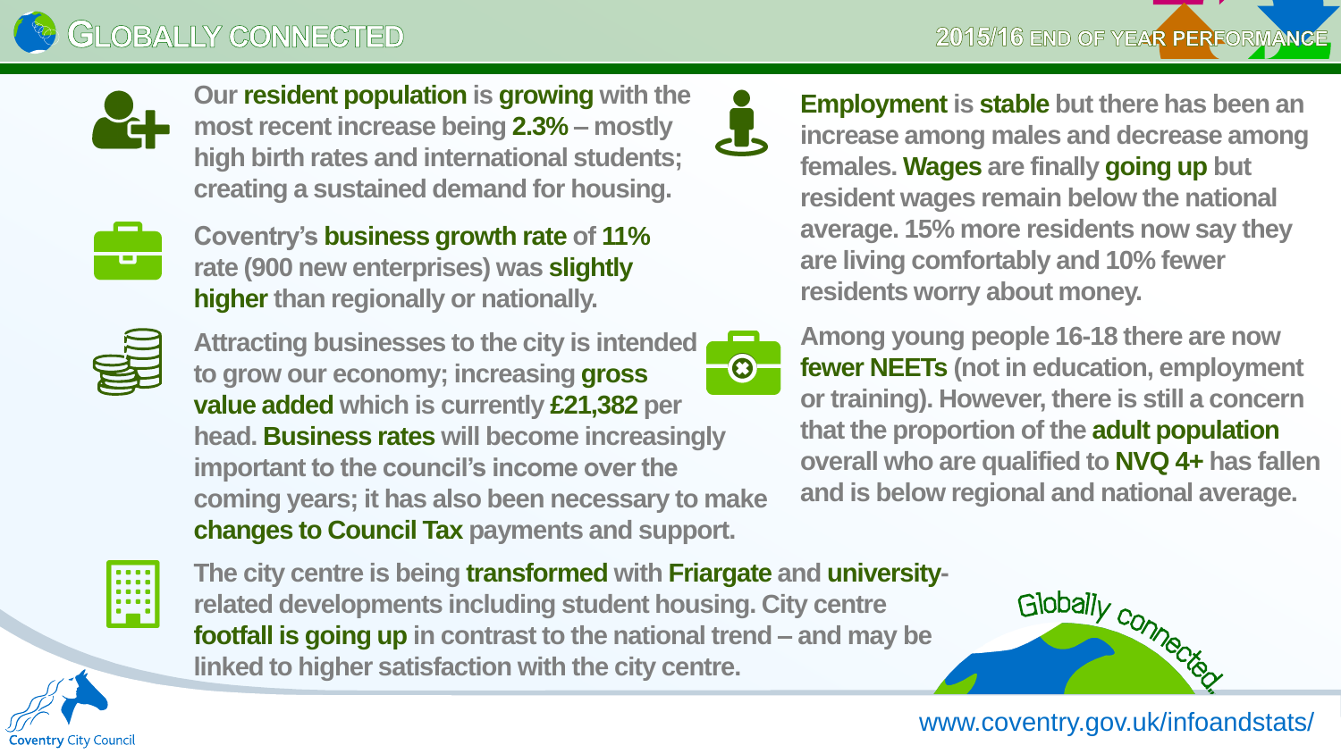# Globally Connected

## 2015/16 End of Year Performance

Our **resident population** is **growing** with the most recent increase being **2.3%** – mostly high birth rates and international students; creating a sustained demand for housing.

Coventry's **business growth rate** of **11%** rate (900 new enterprises) was **slightly higher** than regionally or nationally.

Attracting businesses to the city is intended to grow our economy; increasing **gross value added** which is currently **£21,382** per head. **Business rates** will become increasingly important to the council's income over the coming years; it has also been necessary to make **changes to Council Tax** payments and support.

**Employment** is **stable** but there has been an increase among males and decrease among females. **Wages** are finally **going up** but resident wages remain below the national average. 15% more residents now say they are living comfortably and 10% fewer residents worry about money.

Among young people 16-18 there are now **fewer NEETs** (not in education, employment or training). However, there is still a concern that the proportion of the **adult population** overall who are qualified to **NVQ 4+** has fallen and is below regional and national average.

The city centre is being **transformed** with **Friargate** and **university**-related developments including student housing. City centre **footfall is going up** in contrast to the national trend – and may be linked to higher satisfaction with the city centre.

Globally connected

Coventry City Council

www.coventry.gov.uk/infoandstats/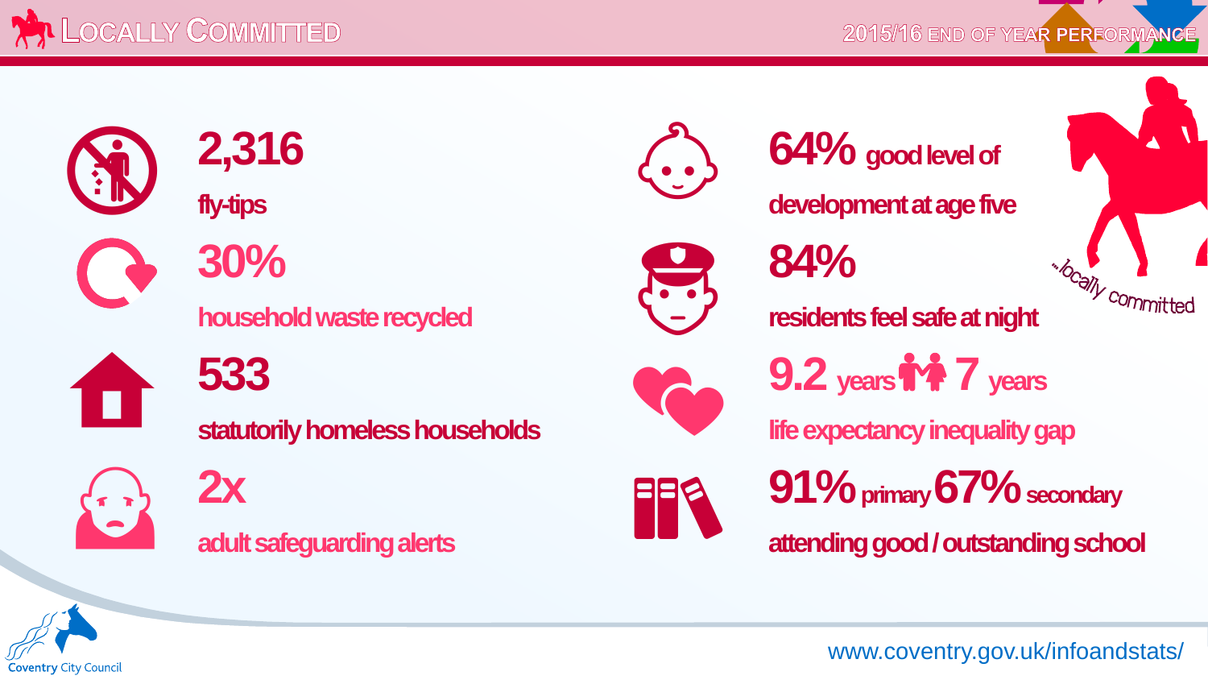# Locally Committed

## 2015/16 End of Year Performance

**2,316**
fly-tips

**30%**
household waste recycled

**533**
statutorily homeless households

**2x**
adult safeguarding alerts

**64%** good level of development at age five

**84%**
residents feel safe at night

**9.2** years **7** years
life expectancy inequality gap

**91%** primary **67%** secondary
attending good / outstanding school

...locally committed

Coventry City Council

www.coventry.gov.uk/infoandstats/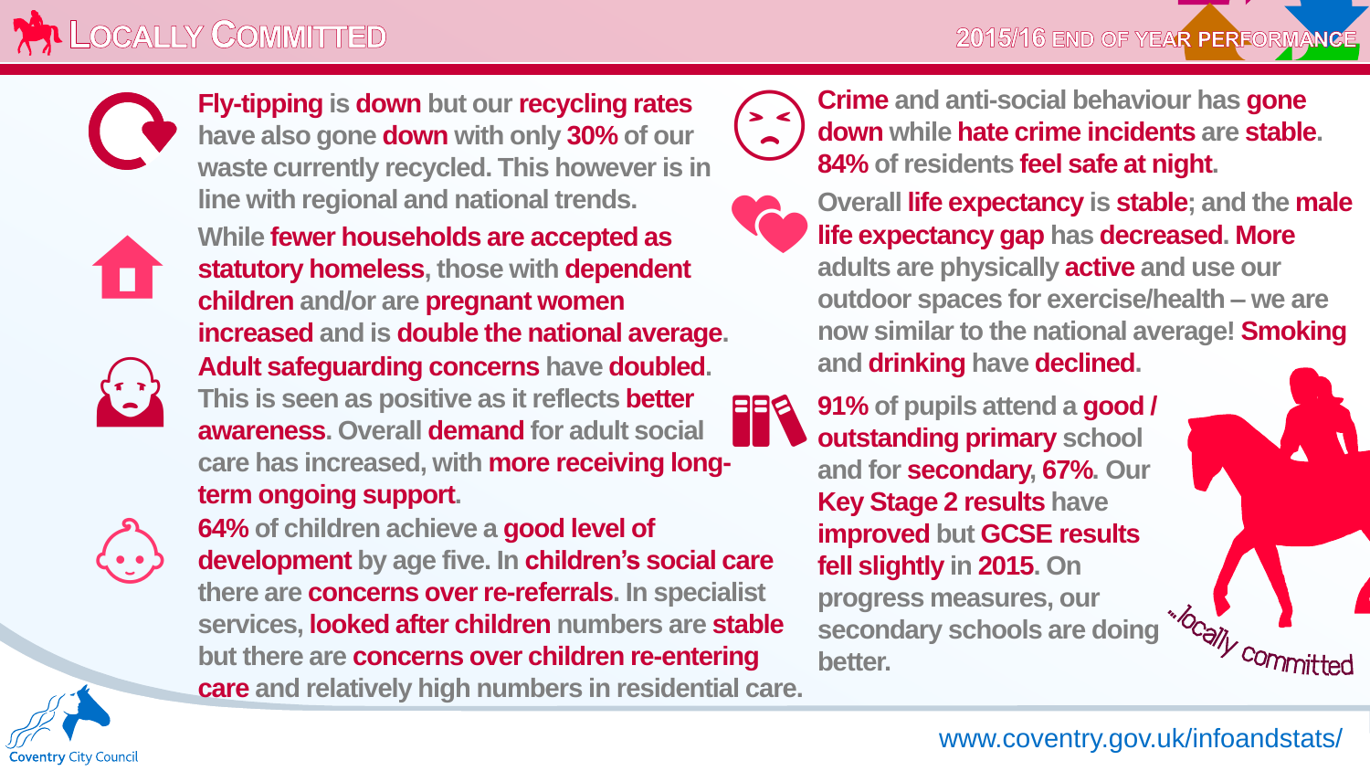# Locally Committed

## 2015/16 End of Year Performance

**Fly-tipping** is **down** but our **recycling rates** have also gone **down** with only **30%** of our waste currently recycled. This however is in line with regional and national trends.

While **fewer households are accepted as statutory homeless**, those with **dependent children** and/or are **pregnant women increased** and is **double the national average**.

**Adult safeguarding concerns** have **doubled**. This is seen as positive as it reflects **better awareness**. Overall **demand** for adult social care has increased, with **more receiving long-term ongoing support**.

**64%** of children achieve a **good level of development** by age five. In **children's social care** there are **concerns over re-referrals**. In specialist services, **looked after children** numbers are **stable** but there are **concerns over children re-entering care** and relatively high numbers in residential care.

**Crime** and anti-social behaviour has **gone down** while **hate crime incidents** are **stable**. **84%** of residents **feel safe at night**.

Overall **life expectancy** is **stable**; and the **male life expectancy gap** has **decreased**. **More** adults are physically **active** and use our outdoor spaces for exercise/health – we are now similar to the national average! **Smoking** and **drinking** have **declined**.

**91%** of pupils attend a **good / outstanding primary** school and for **secondary**, **67%**. Our **Key Stage 2 results** have **improved** but **GCSE results fell slightly** in **2015**. On progress measures, our secondary schools are doing better.

...locally committed

Coventry City Council

www.coventry.gov.uk/infoandstats/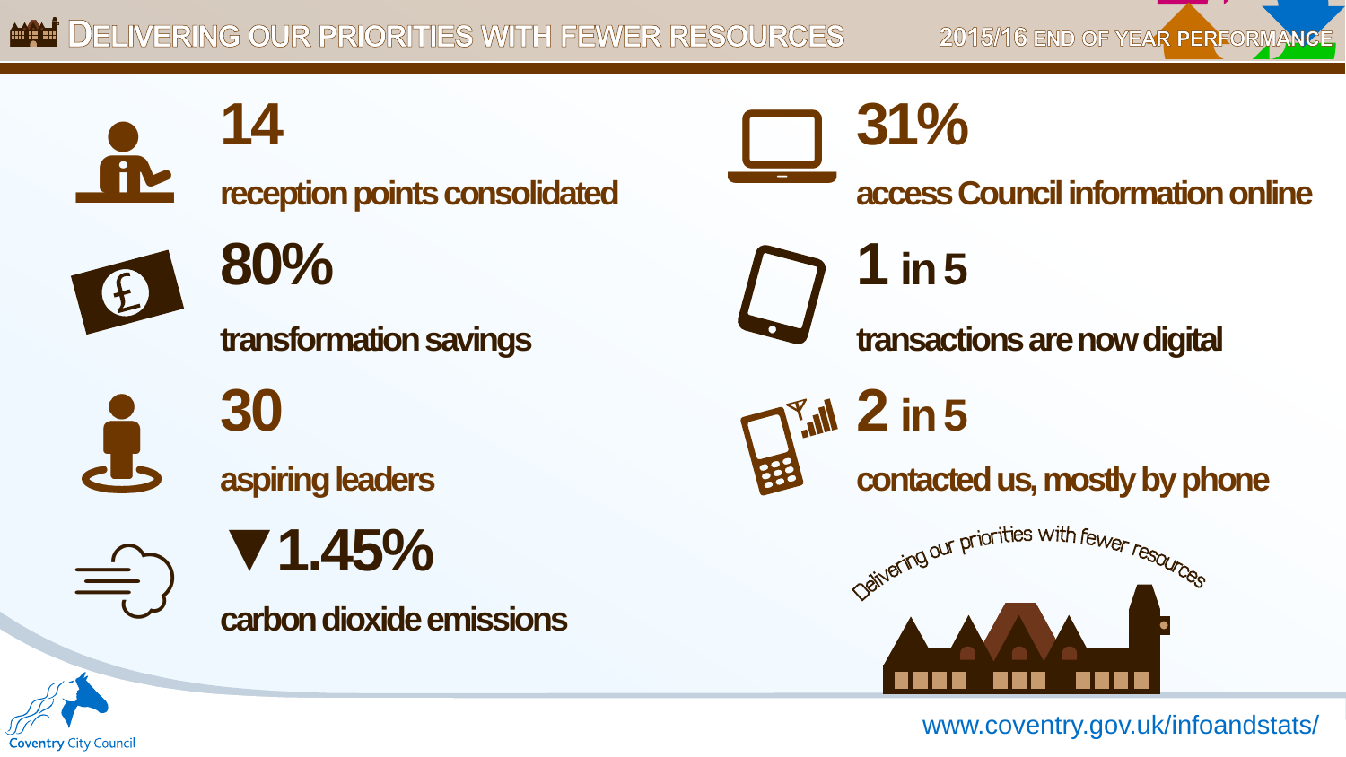# Delivering our priorities with fewer resources

2015/16 End of Year Performance

**14**

**reception points consolidated**

**80%**

**transformation savings**

**30**

**aspiring leaders**

**▼1.45%**

**carbon dioxide emissions**

**31%**

**access Council information online**

**1 in 5**

**transactions are now digital**

**2 in 5**

**contacted us, mostly by phone**

Delivering our priorities with fewer resources

Coventry City Council

www.coventry.gov.uk/infoandstats/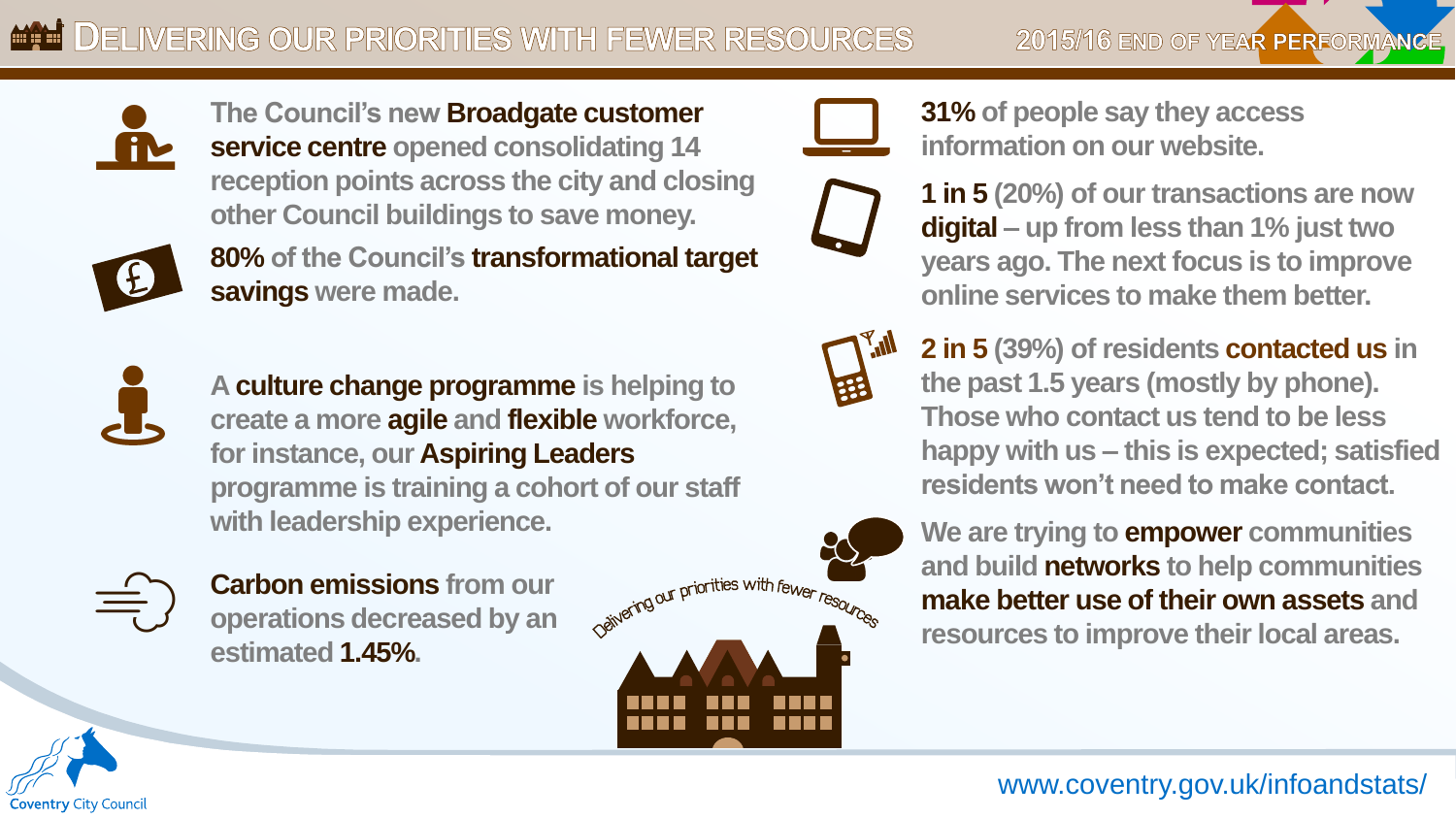# Delivering our priorities with fewer resources

## 2015/16 End of Year Performance

The Council's new **Broadgate customer service centre** opened consolidating 14 reception points across the city and closing other Council buildings to save money.

**80%** of the Council's **transformational target savings** were made.

A **culture change programme** is helping to create a more **agile** and **flexible** workforce, for instance, our **Aspiring Leaders** programme is training a cohort of our staff with leadership experience.

**Carbon emissions** from our operations decreased by an estimated **1.45%**.

**31%** of people say they access information on our website.

**1 in 5** (20%) of our transactions are now **digital** – up from less than 1% just two years ago. The next focus is to improve online services to make them better.

**2 in 5** (39%) of residents **contacted us** in the past 1.5 years (mostly by phone). Those who contact us tend to be less happy with us – this is expected; satisfied residents won't need to make contact.

We are trying to **empower** communities and build **networks** to help communities **make better use of their own assets** and resources to improve their local areas.

Delivering our priorities with fewer resources

Coventry City Council

www.coventry.gov.uk/infoandstats/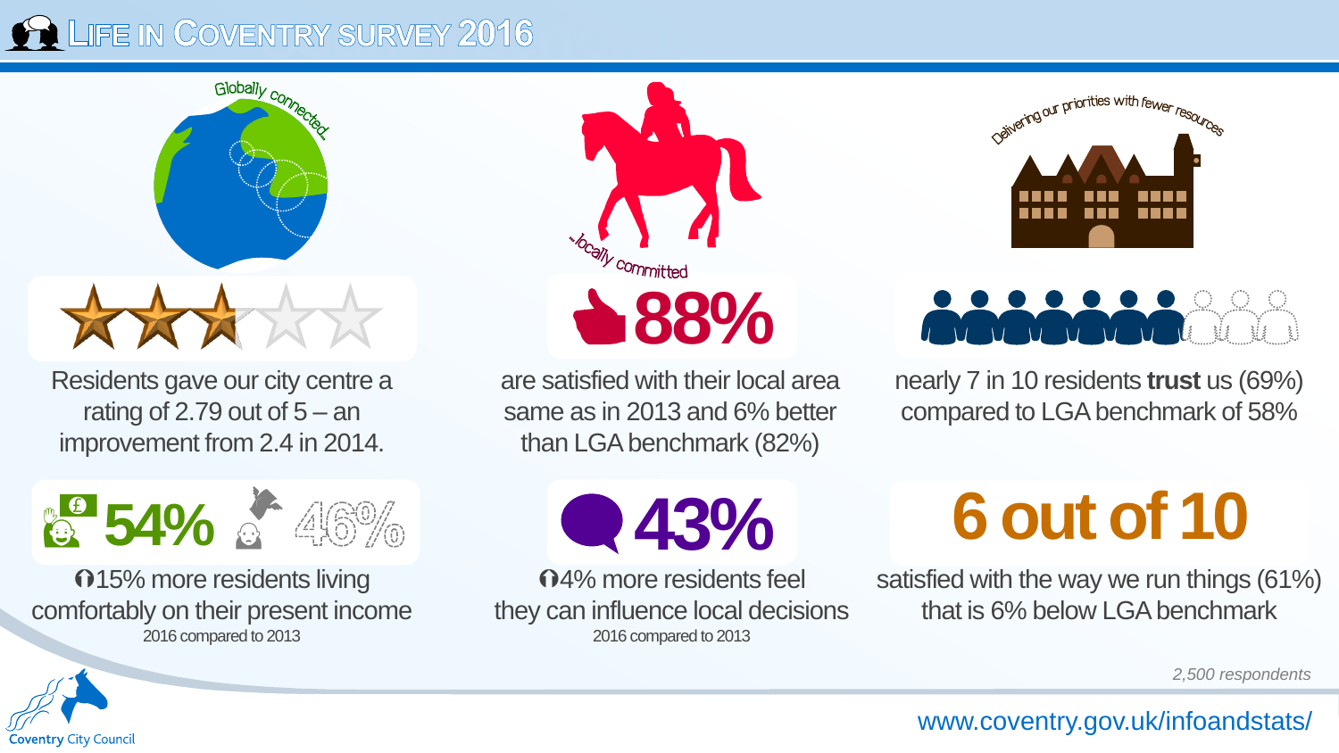# Life in Coventry Survey 2016

Globally connected...

Residents gave our city centre a rating of 2.79 out of 5 – an improvement from 2.4 in 2014.

...locally committed

**88%**

are satisfied with their local area same as in 2013 and 6% better than LGA benchmark (82%)

Delivering our priorities with fewer resources

nearly 7 in 10 residents **trust** us (69%) compared to LGA benchmark of 58%

**54%** 46%

15% more residents living comfortably on their present income

2016 compared to 2013

**43%**

4% more residents feel they can influence local decisions

2016 compared to 2013

**6 out of 10**

satisfied with the way we run things (61%) that is 6% below LGA benchmark

*2,500 respondents*

Coventry City Council

www.coventry.gov.uk/infoandstats/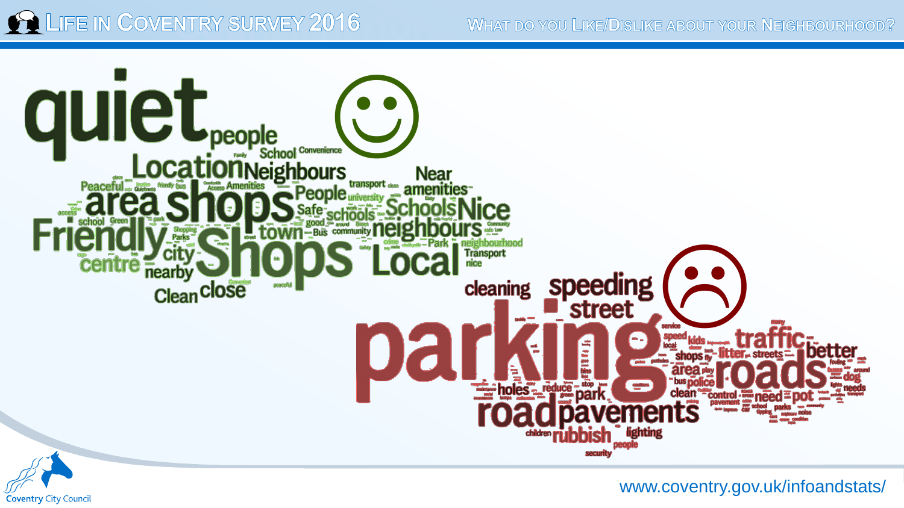# Life in Coventry survey 2016

## What do you Like/Dislike about your Neighbourhood?

quiet
people
School
Convenience
Location
Neighbours
Near
transport
amenities
Peaceful
area
shops
People
university
Safe
schools
Schools
Nice
Friendly
Shops
town
neighbours
Local
Park
neighbourhood
Transport
nice
centre
city
nearby
Clean
close
school
Green
Parks
Amenities
bus
good
Bus
community

cleaning
speeding
street
parking
traffic
better
roads
road
pavements
holes
park
reduce
clean
control
need
pot
rubbish
lighting
children
people
security
speed
kids
litter
streets
shops
area
police
bus
dog
needs
parks
noise

Coventry City Council

www.coventry.gov.uk/infoandstats/